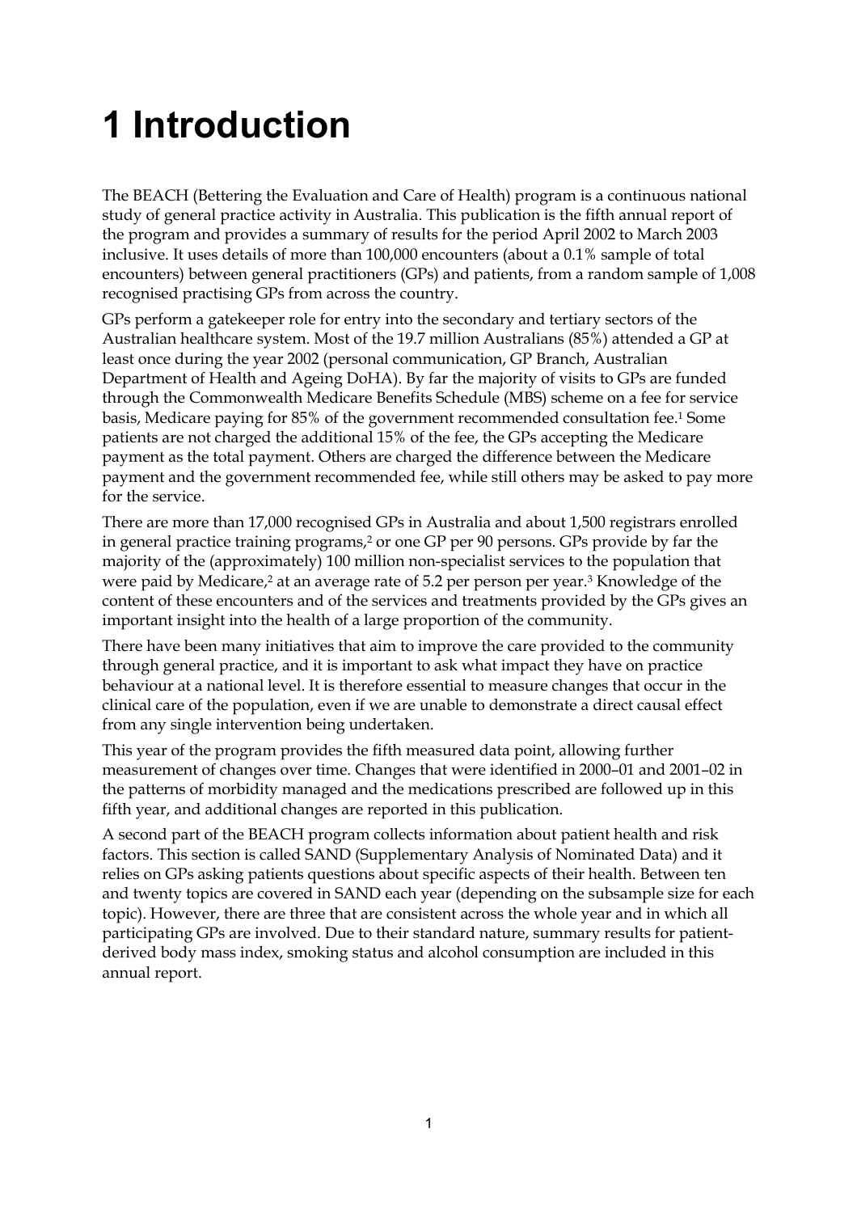# 1 Introduction

The BEACH (Bettering the Evaluation and Care of Health) program is a continuous national study of general practice activity in Australia. This publication is the fifth annual report of the program and provides a summary of results for the period April 2002 to March 2003 inclusive. It uses details of more than 100,000 encounters (about a 0.1% sample of total encounters) between general practitioners (GPs) and patients, from a random sample of 1,008 recognised practising GPs from across the country.

GPs perform a gatekeeper role for entry into the secondary and tertiary sectors of the Australian healthcare system. Most of the 19.7 million Australians (85%) attended a GP at least once during the year 2002 (personal communication, GP Branch, Australian Department of Health and Ageing DoHA). By far the majority of visits to GPs are funded through the Commonwealth Medicare Benefits Schedule (MBS) scheme on a fee for service basis, Medicare paying for 85% of the government recommended consultation fee.[1] Some patients are not charged the additional 15% of the fee, the GPs accepting the Medicare payment as the total payment. Others are charged the difference between the Medicare payment and the government recommended fee, while still others may be asked to pay more for the service.

There are more than 17,000 recognised GPs in Australia and about 1,500 registrars enrolled in general practice training programs,[2] or one GP per 90 persons. GPs provide by far the majority of the (approximately) 100 million non-specialist services to the population that were paid by Medicare,[2] at an average rate of 5.2 per person per year.[3] Knowledge of the content of these encounters and of the services and treatments provided by the GPs gives an important insight into the health of a large proportion of the community.

There have been many initiatives that aim to improve the care provided to the community through general practice, and it is important to ask what impact they have on practice behaviour at a national level. It is therefore essential to measure changes that occur in the clinical care of the population, even if we are unable to demonstrate a direct causal effect from any single intervention being undertaken.

This year of the program provides the fifth measured data point, allowing further measurement of changes over time. Changes that were identified in 2000–01 and 2001–02 in the patterns of morbidity managed and the medications prescribed are followed up in this fifth year, and additional changes are reported in this publication.

A second part of the BEACH program collects information about patient health and risk factors. This section is called SAND (Supplementary Analysis of Nominated Data) and it relies on GPs asking patients questions about specific aspects of their health. Between ten and twenty topics are covered in SAND each year (depending on the subsample size for each topic). However, there are three that are consistent across the whole year and in which all participating GPs are involved. Due to their standard nature, summary results for patient-derived body mass index, smoking status and alcohol consumption are included in this annual report.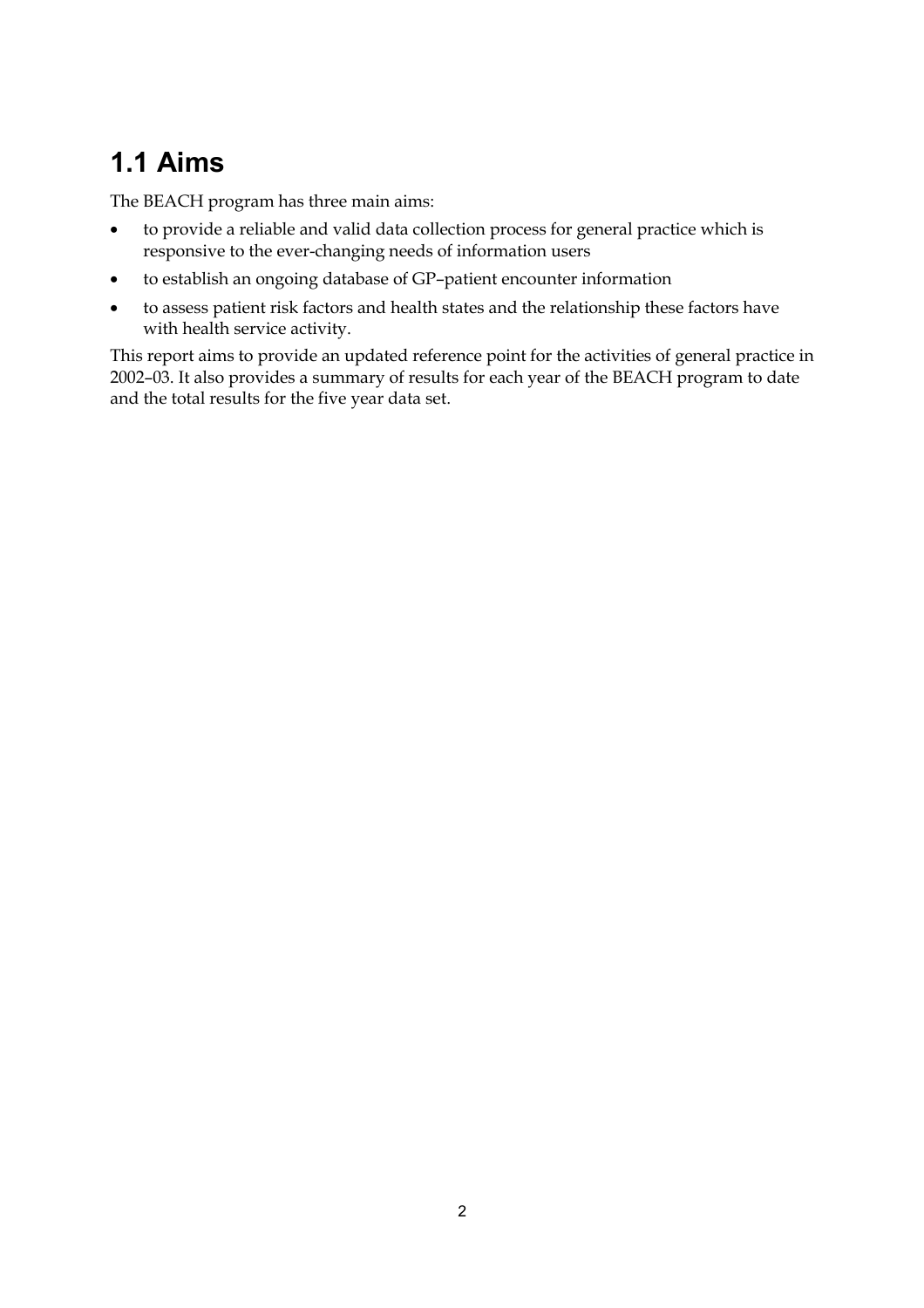## 1.1 Aims

The BEACH program has three main aims:

- to provide a reliable and valid data collection process for general practice which is responsive to the ever-changing needs of information users
- to establish an ongoing database of GP–patient encounter information
- to assess patient risk factors and health states and the relationship these factors have with health service activity.

This report aims to provide an updated reference point for the activities of general practice in 2002–03. It also provides a summary of results for each year of the BEACH program to date and the total results for the five year data set.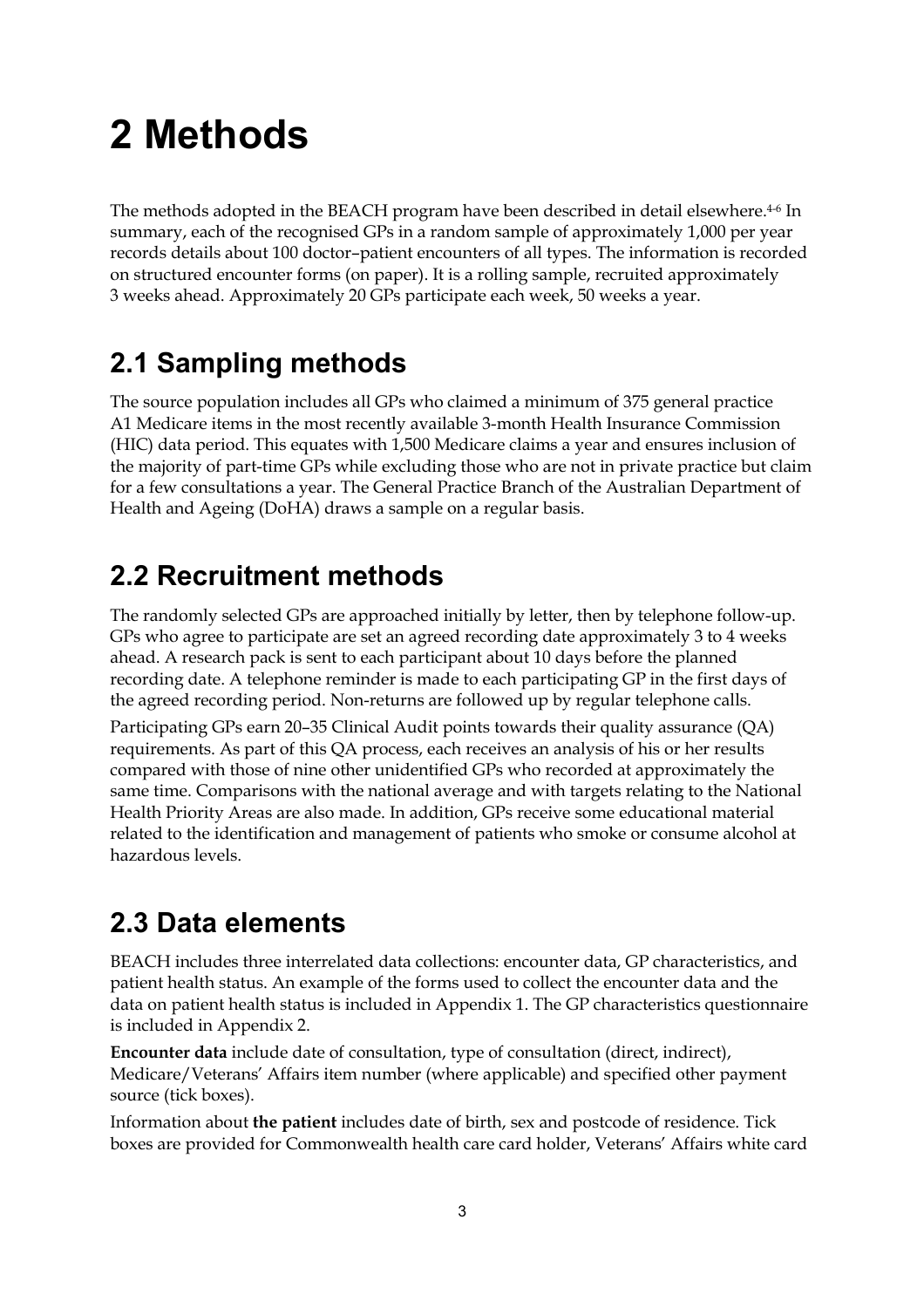# 2 Methods

The methods adopted in the BEACH program have been described in detail elsewhere.[4–6] In summary, each of the recognised GPs in a random sample of approximately 1,000 per year records details about 100 doctor–patient encounters of all types. The information is recorded on structured encounter forms (on paper). It is a rolling sample, recruited approximately 3 weeks ahead. Approximately 20 GPs participate each week, 50 weeks a year.

## 2.1 Sampling methods

The source population includes all GPs who claimed a minimum of 375 general practice A1 Medicare items in the most recently available 3-month Health Insurance Commission (HIC) data period. This equates with 1,500 Medicare claims a year and ensures inclusion of the majority of part-time GPs while excluding those who are not in private practice but claim for a few consultations a year. The General Practice Branch of the Australian Department of Health and Ageing (DoHA) draws a sample on a regular basis.

## 2.2 Recruitment methods

The randomly selected GPs are approached initially by letter, then by telephone follow-up. GPs who agree to participate are set an agreed recording date approximately 3 to 4 weeks ahead. A research pack is sent to each participant about 10 days before the planned recording date. A telephone reminder is made to each participating GP in the first days of the agreed recording period. Non-returns are followed up by regular telephone calls.

Participating GPs earn 20–35 Clinical Audit points towards their quality assurance (QA) requirements. As part of this QA process, each receives an analysis of his or her results compared with those of nine other unidentified GPs who recorded at approximately the same time. Comparisons with the national average and with targets relating to the National Health Priority Areas are also made. In addition, GPs receive some educational material related to the identification and management of patients who smoke or consume alcohol at hazardous levels.

## 2.3 Data elements

BEACH includes three interrelated data collections: encounter data, GP characteristics, and patient health status. An example of the forms used to collect the encounter data and the data on patient health status is included in Appendix 1. The GP characteristics questionnaire is included in Appendix 2.

**Encounter data** include date of consultation, type of consultation (direct, indirect), Medicare/Veterans' Affairs item number (where applicable) and specified other payment source (tick boxes).

Information about **the patient** includes date of birth, sex and postcode of residence. Tick boxes are provided for Commonwealth health care card holder, Veterans' Affairs white card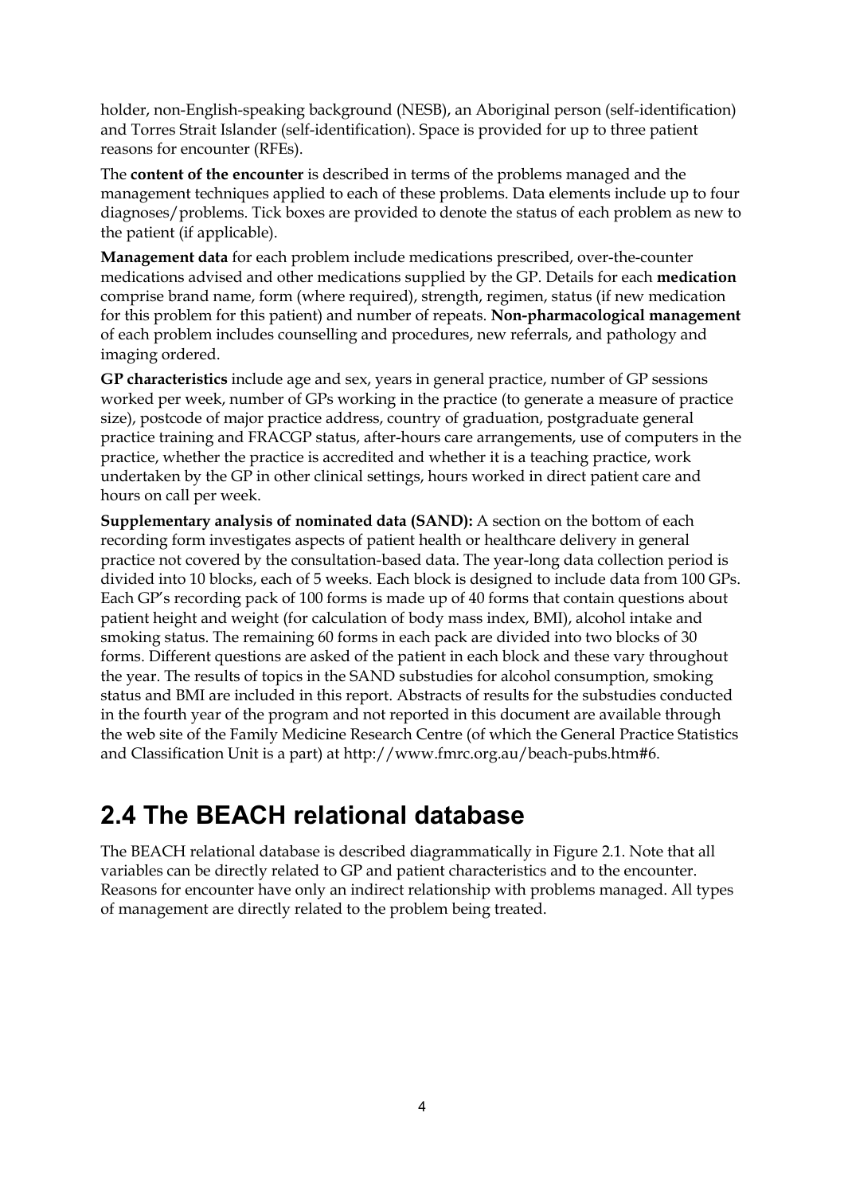holder, non-English-speaking background (NESB), an Aboriginal person (self-identification) and Torres Strait Islander (self-identification). Space is provided for up to three patient reasons for encounter (RFEs).

The **content of the encounter** is described in terms of the problems managed and the management techniques applied to each of these problems. Data elements include up to four diagnoses/problems. Tick boxes are provided to denote the status of each problem as new to the patient (if applicable).

**Management data** for each problem include medications prescribed, over-the-counter medications advised and other medications supplied by the GP. Details for each **medication** comprise brand name, form (where required), strength, regimen, status (if new medication for this problem for this patient) and number of repeats. **Non-pharmacological management** of each problem includes counselling and procedures, new referrals, and pathology and imaging ordered.

**GP characteristics** include age and sex, years in general practice, number of GP sessions worked per week, number of GPs working in the practice (to generate a measure of practice size), postcode of major practice address, country of graduation, postgraduate general practice training and FRACGP status, after-hours care arrangements, use of computers in the practice, whether the practice is accredited and whether it is a teaching practice, work undertaken by the GP in other clinical settings, hours worked in direct patient care and hours on call per week.

**Supplementary analysis of nominated data (SAND):** A section on the bottom of each recording form investigates aspects of patient health or healthcare delivery in general practice not covered by the consultation-based data. The year-long data collection period is divided into 10 blocks, each of 5 weeks. Each block is designed to include data from 100 GPs. Each GP's recording pack of 100 forms is made up of 40 forms that contain questions about patient height and weight (for calculation of body mass index, BMI), alcohol intake and smoking status. The remaining 60 forms in each pack are divided into two blocks of 30 forms. Different questions are asked of the patient in each block and these vary throughout the year. The results of topics in the SAND substudies for alcohol consumption, smoking status and BMI are included in this report. Abstracts of results for the substudies conducted in the fourth year of the program and not reported in this document are available through the web site of the Family Medicine Research Centre (of which the General Practice Statistics and Classification Unit is a part) at http://www.fmrc.org.au/beach-pubs.htm#6.

## 2.4 The BEACH relational database

The BEACH relational database is described diagrammatically in Figure 2.1. Note that all variables can be directly related to GP and patient characteristics and to the encounter. Reasons for encounter have only an indirect relationship with problems managed. All types of management are directly related to the problem being treated.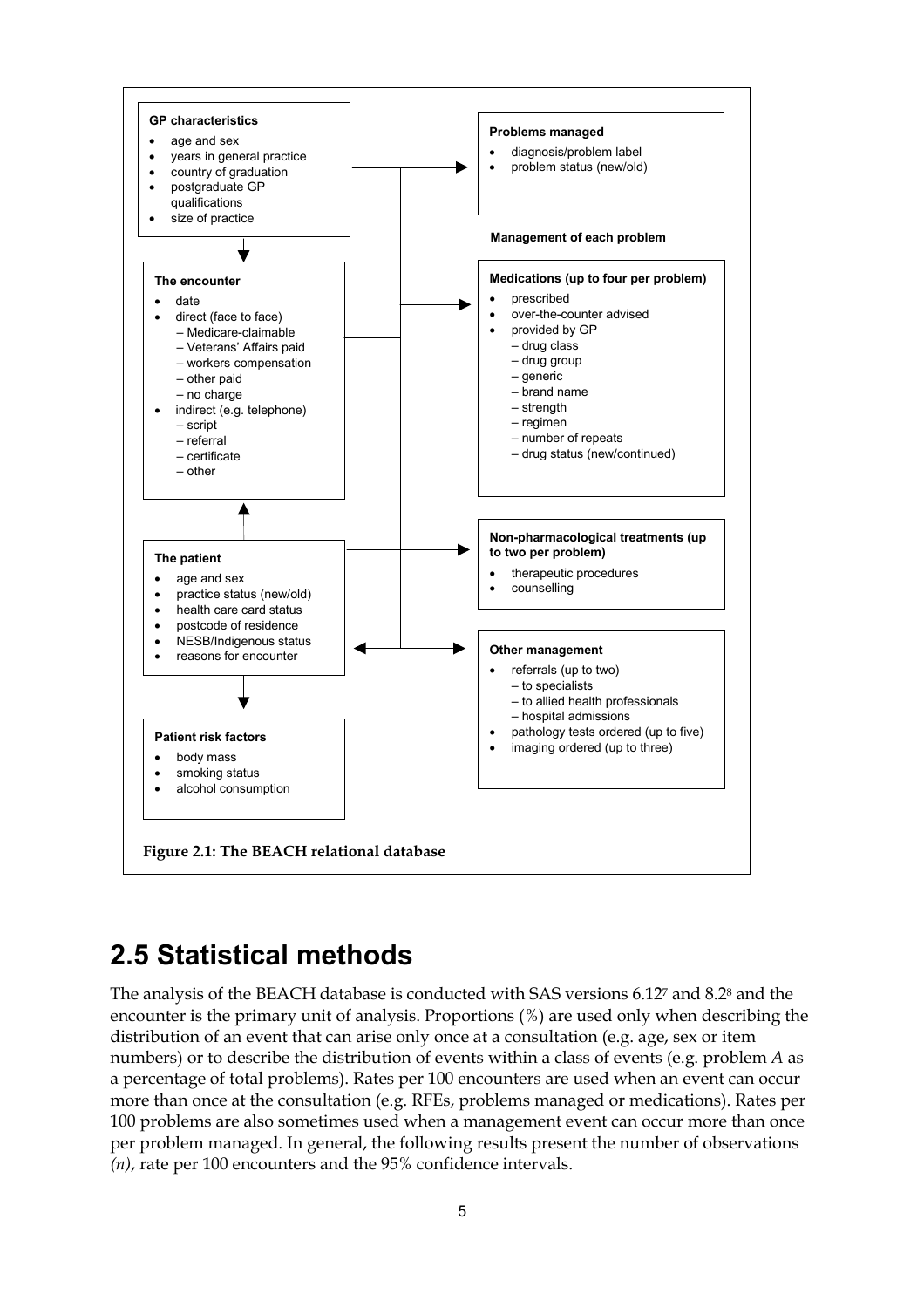**GP characteristics**

- age and sex
- years in general practice
- country of graduation
- postgraduate GP qualifications
- size of practice

**The encounter**

- date
- direct (face to face)
  - – Medicare-claimable
  - – Veterans' Affairs paid
  - – workers compensation
  - – other paid
  - – no charge
- indirect (e.g. telephone)
  - – script
  - – referral
  - – certificate
  - – other

**The patient**

- age and sex
- practice status (new/old)
- health care card status
- postcode of residence
- NESB/Indigenous status
- reasons for encounter

**Patient risk factors**

- body mass
- smoking status
- alcohol consumption

**Problems managed**

- diagnosis/problem label
- problem status (new/old)

**Management of each problem**

**Medications (up to four per problem)**

- prescribed
- over-the-counter advised
- provided by GP
  - – drug class
  - – drug group
  - – generic
  - – brand name
  - – strength
  - – regimen
  - – number of repeats
  - – drug status (new/continued)

**Non-pharmacological treatments (up to two per problem)**

- therapeutic procedures
- counselling

**Other management**

- referrals (up to two)
  - – to specialists
  - – to allied health professionals
  - – hospital admissions
- pathology tests ordered (up to five)
- imaging ordered (up to three)

**Figure 2.1: The BEACH relational database**

## 2.5 Statistical methods

The analysis of the BEACH database is conducted with SAS versions 6.12[7] and 8.2[8] and the encounter is the primary unit of analysis. Proportions (%) are used only when describing the distribution of an event that can arise only once at a consultation (e.g. age, sex or item numbers) or to describe the distribution of events within a class of events (e.g. problem *A* as a percentage of total problems). Rates per 100 encounters are used when an event can occur more than once at the consultation (e.g. RFEs, problems managed or medications). Rates per 100 problems are also sometimes used when a management event can occur more than once per problem managed. In general, the following results present the number of observations *(n)*, rate per 100 encounters and the 95% confidence intervals.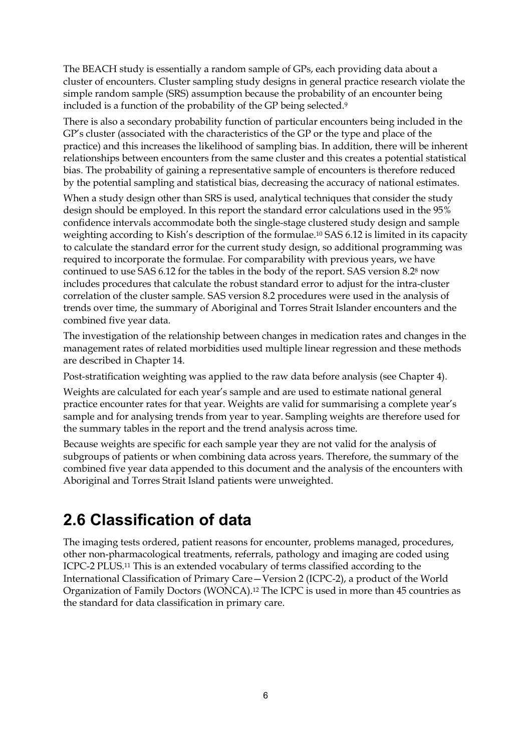The BEACH study is essentially a random sample of GPs, each providing data about a cluster of encounters. Cluster sampling study designs in general practice research violate the simple random sample (SRS) assumption because the probability of an encounter being included is a function of the probability of the GP being selected.[9]

There is also a secondary probability function of particular encounters being included in the GP's cluster (associated with the characteristics of the GP or the type and place of the practice) and this increases the likelihood of sampling bias. In addition, there will be inherent relationships between encounters from the same cluster and this creates a potential statistical bias. The probability of gaining a representative sample of encounters is therefore reduced by the potential sampling and statistical bias, decreasing the accuracy of national estimates.

When a study design other than SRS is used, analytical techniques that consider the study design should be employed. In this report the standard error calculations used in the 95% confidence intervals accommodate both the single-stage clustered study design and sample weighting according to Kish's description of the formulae.[10] SAS 6.12 is limited in its capacity to calculate the standard error for the current study design, so additional programming was required to incorporate the formulae. For comparability with previous years, we have continued to use SAS 6.12 for the tables in the body of the report. SAS version 8.2[8] now includes procedures that calculate the robust standard error to adjust for the intra-cluster correlation of the cluster sample. SAS version 8.2 procedures were used in the analysis of trends over time, the summary of Aboriginal and Torres Strait Islander encounters and the combined five year data.

The investigation of the relationship between changes in medication rates and changes in the management rates of related morbidities used multiple linear regression and these methods are described in Chapter 14.

Post-stratification weighting was applied to the raw data before analysis (see Chapter 4).

Weights are calculated for each year's sample and are used to estimate national general practice encounter rates for that year. Weights are valid for summarising a complete year's sample and for analysing trends from year to year. Sampling weights are therefore used for the summary tables in the report and the trend analysis across time.

Because weights are specific for each sample year they are not valid for the analysis of subgroups of patients or when combining data across years. Therefore, the summary of the combined five year data appended to this document and the analysis of the encounters with Aboriginal and Torres Strait Island patients were unweighted.

## 2.6 Classification of data

The imaging tests ordered, patient reasons for encounter, problems managed, procedures, other non-pharmacological treatments, referrals, pathology and imaging are coded using ICPC-2 PLUS.[11] This is an extended vocabulary of terms classified according to the International Classification of Primary Care—Version 2 (ICPC-2), a product of the World Organization of Family Doctors (WONCA).[12] The ICPC is used in more than 45 countries as the standard for data classification in primary care.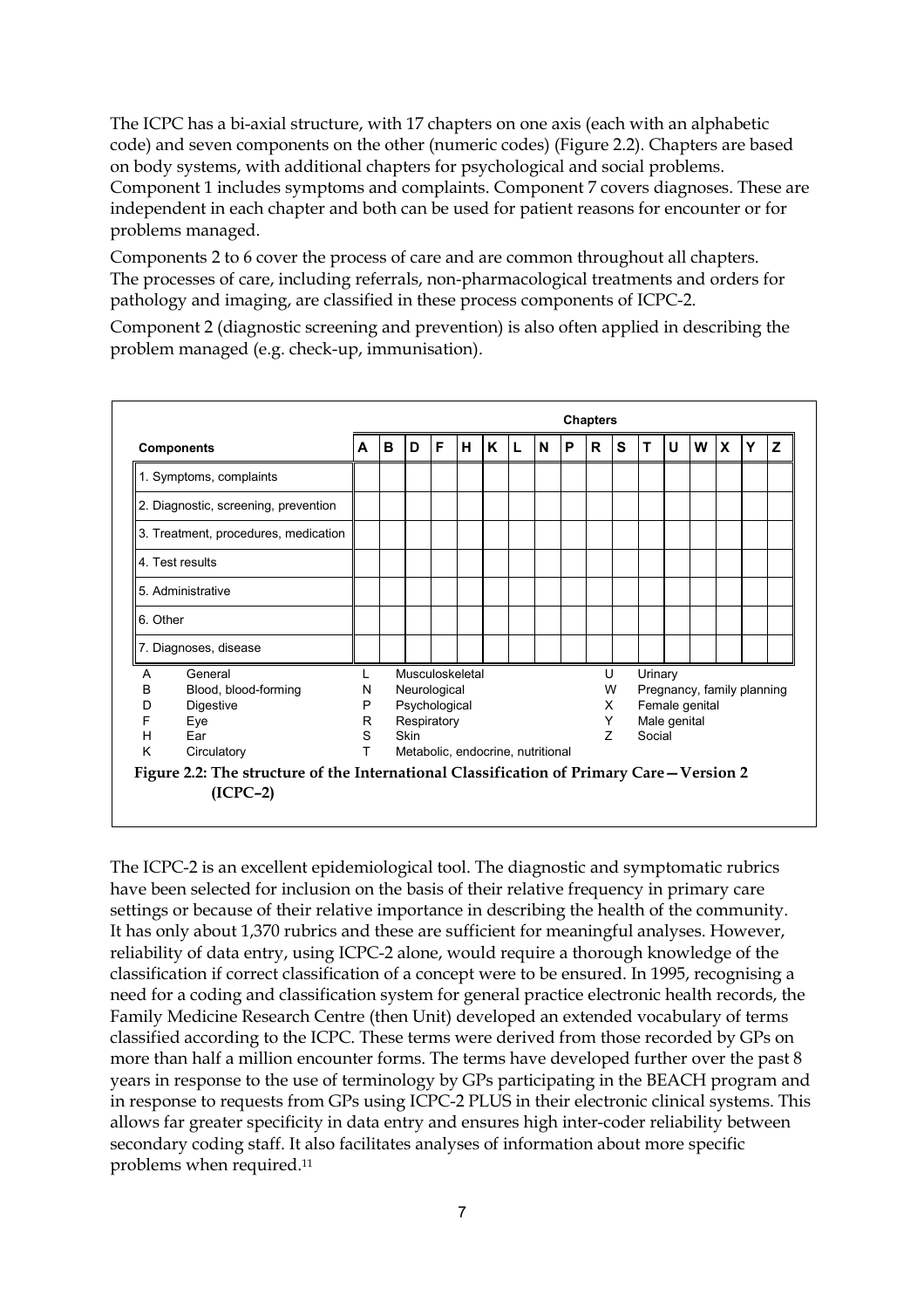The ICPC has a bi-axial structure, with 17 chapters on one axis (each with an alphabetic code) and seven components on the other (numeric codes) (Figure 2.2). Chapters are based on body systems, with additional chapters for psychological and social problems. Component 1 includes symptoms and complaints. Component 7 covers diagnoses. These are independent in each chapter and both can be used for patient reasons for encounter or for problems managed.

Components 2 to 6 cover the process of care and are common throughout all chapters. The processes of care, including referrals, non-pharmacological treatments and orders for pathology and imaging, are classified in these process components of ICPC-2.

Component 2 (diagnostic screening and prevention) is also often applied in describing the problem managed (e.g. check-up, immunisation).

| | Chapters | | | | | | | | | | | | | | | | |
|---|---|---|---|---|---|---|---|---|---|---|---|---|---|---|---|---|---|
| **Components** | **A** | **B** | **D** | **F** | **H** | **K** | **L** | **N** | **P** | **R** | **S** | **T** | **U** | **W** | **X** | **Y** | **Z** |
| 1. Symptoms, complaints | | | | | | | | | | | | | | | | | |
| 2. Diagnostic, screening, prevention | | | | | | | | | | | | | | | | | |
| 3. Treatment, procedures, medication | | | | | | | | | | | | | | | | | |
| 4. Test results | | | | | | | | | | | | | | | | | |
| 5. Administrative | | | | | | | | | | | | | | | | | |
| 6. Other | | | | | | | | | | | | | | | | | |
| 7. Diagnoses, disease | | | | | | | | | | | | | | | | | |

| | | | | | |
|---|---|---|---|---|---|
| A | General | L | Musculoskeletal | U | Urinary |
| B | Blood, blood-forming | N | Neurological | W | Pregnancy, family planning |
| D | Digestive | P | Psychological | X | Female genital |
| F | Eye | R | Respiratory | Y | Male genital |
| H | Ear | S | Skin | Z | Social |
| K | Circulatory | T | Metabolic, endocrine, nutritional | | |

**Figure 2.2: The structure of the International Classification of Primary Care—Version 2 (ICPC–2)**

The ICPC-2 is an excellent epidemiological tool. The diagnostic and symptomatic rubrics have been selected for inclusion on the basis of their relative frequency in primary care settings or because of their relative importance in describing the health of the community. It has only about 1,370 rubrics and these are sufficient for meaningful analyses. However, reliability of data entry, using ICPC-2 alone, would require a thorough knowledge of the classification if correct classification of a concept were to be ensured. In 1995, recognising a need for a coding and classification system for general practice electronic health records, the Family Medicine Research Centre (then Unit) developed an extended vocabulary of terms classified according to the ICPC. These terms were derived from those recorded by GPs on more than half a million encounter forms. The terms have developed further over the past 8 years in response to the use of terminology by GPs participating in the BEACH program and in response to requests from GPs using ICPC-2 PLUS in their electronic clinical systems. This allows far greater specificity in data entry and ensures high inter-coder reliability between secondary coding staff. It also facilitates analyses of information about more specific problems when required.[11]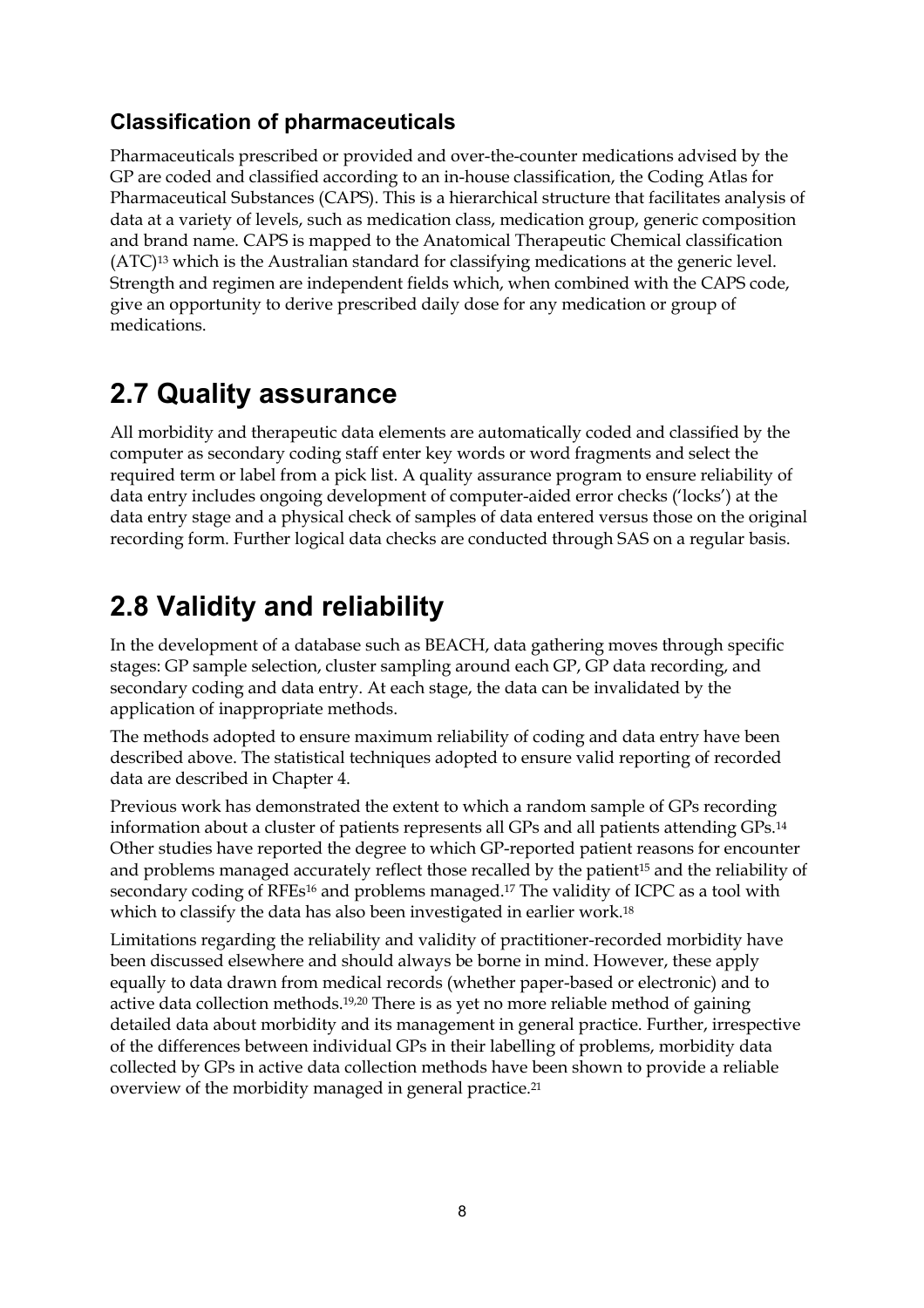### Classification of pharmaceuticals

Pharmaceuticals prescribed or provided and over-the-counter medications advised by the GP are coded and classified according to an in-house classification, the Coding Atlas for Pharmaceutical Substances (CAPS). This is a hierarchical structure that facilitates analysis of data at a variety of levels, such as medication class, medication group, generic composition and brand name. CAPS is mapped to the Anatomical Therapeutic Chemical classification (ATC)[13] which is the Australian standard for classifying medications at the generic level. Strength and regimen are independent fields which, when combined with the CAPS code, give an opportunity to derive prescribed daily dose for any medication or group of medications.

## 2.7 Quality assurance

All morbidity and therapeutic data elements are automatically coded and classified by the computer as secondary coding staff enter key words or word fragments and select the required term or label from a pick list. A quality assurance program to ensure reliability of data entry includes ongoing development of computer-aided error checks ('locks') at the data entry stage and a physical check of samples of data entered versus those on the original recording form. Further logical data checks are conducted through SAS on a regular basis.

## 2.8 Validity and reliability

In the development of a database such as BEACH, data gathering moves through specific stages: GP sample selection, cluster sampling around each GP, GP data recording, and secondary coding and data entry. At each stage, the data can be invalidated by the application of inappropriate methods.

The methods adopted to ensure maximum reliability of coding and data entry have been described above. The statistical techniques adopted to ensure valid reporting of recorded data are described in Chapter 4.

Previous work has demonstrated the extent to which a random sample of GPs recording information about a cluster of patients represents all GPs and all patients attending GPs.[14] Other studies have reported the degree to which GP-reported patient reasons for encounter and problems managed accurately reflect those recalled by the patient[15] and the reliability of secondary coding of RFEs[16] and problems managed.[17] The validity of ICPC as a tool with which to classify the data has also been investigated in earlier work.[18]

Limitations regarding the reliability and validity of practitioner-recorded morbidity have been discussed elsewhere and should always be borne in mind. However, these apply equally to data drawn from medical records (whether paper-based or electronic) and to active data collection methods.[19,20] There is as yet no more reliable method of gaining detailed data about morbidity and its management in general practice. Further, irrespective of the differences between individual GPs in their labelling of problems, morbidity data collected by GPs in active data collection methods have been shown to provide a reliable overview of the morbidity managed in general practice.[21]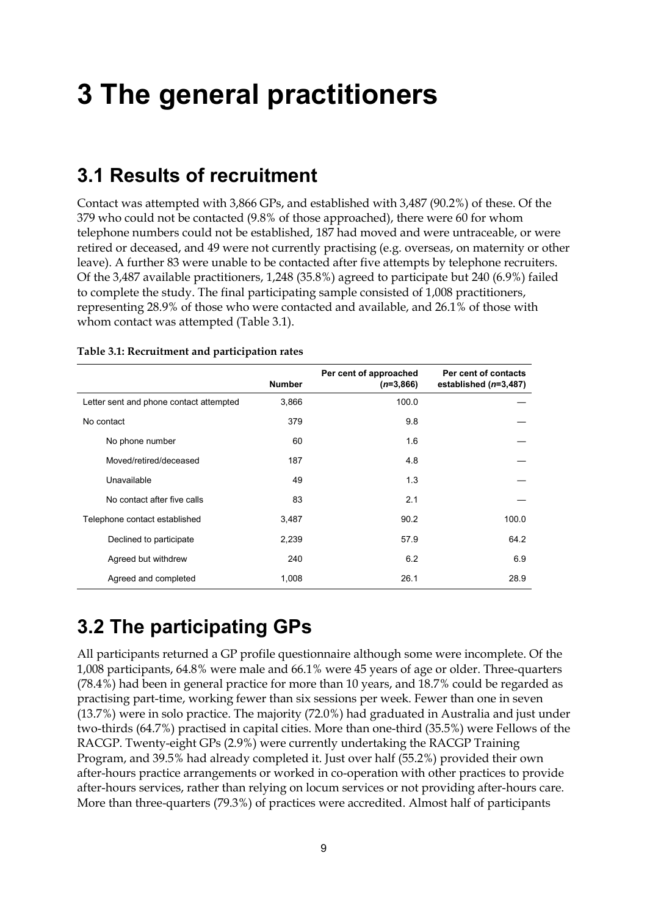# 3 The general practitioners

## 3.1 Results of recruitment

Contact was attempted with 3,866 GPs, and established with 3,487 (90.2%) of these. Of the 379 who could not be contacted (9.8% of those approached), there were 60 for whom telephone numbers could not be established, 187 had moved and were untraceable, or were retired or deceased, and 49 were not currently practising (e.g. overseas, on maternity or other leave). A further 83 were unable to be contacted after five attempts by telephone recruiters. Of the 3,487 available practitioners, 1,248 (35.8%) agreed to participate but 240 (6.9%) failed to complete the study. The final participating sample consisted of 1,008 practitioners, representing 28.9% of those who were contacted and available, and 26.1% of those with whom contact was attempted (Table 3.1).

**Table 3.1: Recruitment and participation rates**

| | Number | Per cent of approached (*n*=3,866) | Per cent of contacts established (*n*=3,487) |
|---|---|---|---|
| Letter sent and phone contact attempted | 3,866 | 100.0 | — |
| No contact | 379 | 9.8 | — |
| No phone number | 60 | 1.6 | — |
| Moved/retired/deceased | 187 | 4.8 | — |
| Unavailable | 49 | 1.3 | — |
| No contact after five calls | 83 | 2.1 | — |
| Telephone contact established | 3,487 | 90.2 | 100.0 |
| Declined to participate | 2,239 | 57.9 | 64.2 |
| Agreed but withdrew | 240 | 6.2 | 6.9 |
| Agreed and completed | 1,008 | 26.1 | 28.9 |

## 3.2 The participating GPs

All participants returned a GP profile questionnaire although some were incomplete. Of the 1,008 participants, 64.8% were male and 66.1% were 45 years of age or older. Three-quarters (78.4%) had been in general practice for more than 10 years, and 18.7% could be regarded as practising part-time, working fewer than six sessions per week. Fewer than one in seven (13.7%) were in solo practice. The majority (72.0%) had graduated in Australia and just under two-thirds (64.7%) practised in capital cities. More than one-third (35.5%) were Fellows of the RACGP. Twenty-eight GPs (2.9%) were currently undertaking the RACGP Training Program, and 39.5% had already completed it. Just over half (55.2%) provided their own after-hours practice arrangements or worked in co-operation with other practices to provide after-hours services, rather than relying on locum services or not providing after-hours care. More than three-quarters (79.3%) of practices were accredited. Almost half of participants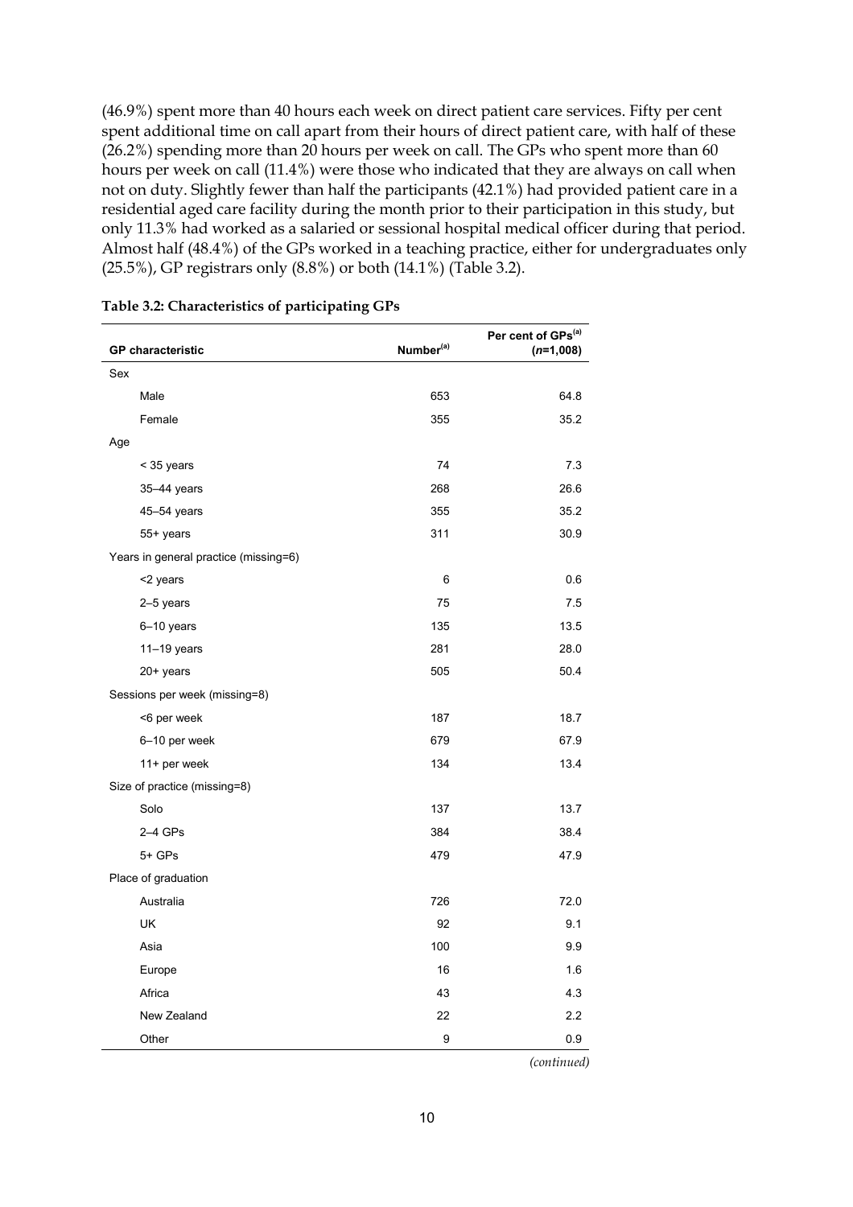(46.9%) spent more than 40 hours each week on direct patient care services. Fifty per cent spent additional time on call apart from their hours of direct patient care, with half of these (26.2%) spending more than 20 hours per week on call. The GPs who spent more than 60 hours per week on call (11.4%) were those who indicated that they are always on call when not on duty. Slightly fewer than half the participants (42.1%) had provided patient care in a residential aged care facility during the month prior to their participation in this study, but only 11.3% had worked as a salaried or sessional hospital medical officer during that period. Almost half (48.4%) of the GPs worked in a teaching practice, either for undergraduates only (25.5%), GP registrars only (8.8%) or both (14.1%) (Table 3.2).

**Table 3.2: Characteristics of participating GPs**

| GP characteristic | Number[(a)] | Per cent of GPs[(a)] (*n*=1,008) |
|---|---|---|
| Sex | | |
| Male | 653 | 64.8 |
| Female | 355 | 35.2 |
| Age | | |
| < 35 years | 74 | 7.3 |
| 35–44 years | 268 | 26.6 |
| 45–54 years | 355 | 35.2 |
| 55+ years | 311 | 30.9 |
| Years in general practice (missing=6) | | |
| <2 years | 6 | 0.6 |
| 2–5 years | 75 | 7.5 |
| 6–10 years | 135 | 13.5 |
| 11–19 years | 281 | 28.0 |
| 20+ years | 505 | 50.4 |
| Sessions per week (missing=8) | | |
| <6 per week | 187 | 18.7 |
| 6–10 per week | 679 | 67.9 |
| 11+ per week | 134 | 13.4 |
| Size of practice (missing=8) | | |
| Solo | 137 | 13.7 |
| 2–4 GPs | 384 | 38.4 |
| 5+ GPs | 479 | 47.9 |
| Place of graduation | | |
| Australia | 726 | 72.0 |
| UK | 92 | 9.1 |
| Asia | 100 | 9.9 |
| Europe | 16 | 1.6 |
| Africa | 43 | 4.3 |
| New Zealand | 22 | 2.2 |
| Other | 9 | 0.9 |

*(continued)*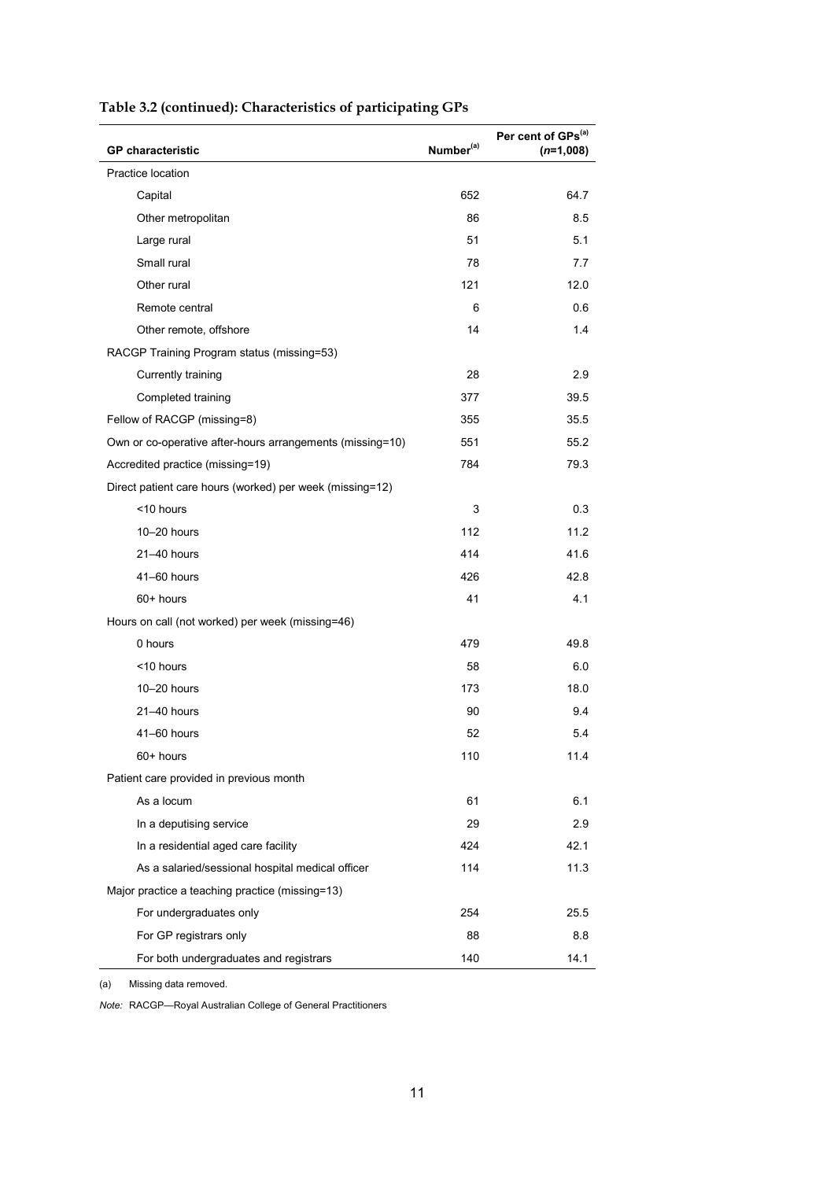**Table 3.2 (continued): Characteristics of participating GPs**

| GP characteristic | Number[(a)] | Per cent of GPs[(a)] (*n*=1,008) |
|---|---|---|
| Practice location | | |
| Capital | 652 | 64.7 |
| Other metropolitan | 86 | 8.5 |
| Large rural | 51 | 5.1 |
| Small rural | 78 | 7.7 |
| Other rural | 121 | 12.0 |
| Remote central | 6 | 0.6 |
| Other remote, offshore | 14 | 1.4 |
| RACGP Training Program status (missing=53) | | |
| Currently training | 28 | 2.9 |
| Completed training | 377 | 39.5 |
| Fellow of RACGP (missing=8) | 355 | 35.5 |
| Own or co-operative after-hours arrangements (missing=10) | 551 | 55.2 |
| Accredited practice (missing=19) | 784 | 79.3 |
| Direct patient care hours (worked) per week (missing=12) | | |
| <10 hours | 3 | 0.3 |
| 10–20 hours | 112 | 11.2 |
| 21–40 hours | 414 | 41.6 |
| 41–60 hours | 426 | 42.8 |
| 60+ hours | 41 | 4.1 |
| Hours on call (not worked) per week (missing=46) | | |
| 0 hours | 479 | 49.8 |
| <10 hours | 58 | 6.0 |
| 10–20 hours | 173 | 18.0 |
| 21–40 hours | 90 | 9.4 |
| 41–60 hours | 52 | 5.4 |
| 60+ hours | 110 | 11.4 |
| Patient care provided in previous month | | |
| As a locum | 61 | 6.1 |
| In a deputising service | 29 | 2.9 |
| In a residential aged care facility | 424 | 42.1 |
| As a salaried/sessional hospital medical officer | 114 | 11.3 |
| Major practice a teaching practice (missing=13) | | |
| For undergraduates only | 254 | 25.5 |
| For GP registrars only | 88 | 8.8 |
| For both undergraduates and registrars | 140 | 14.1 |

(a) Missing data removed.

*Note:* RACGP—Royal Australian College of General Practitioners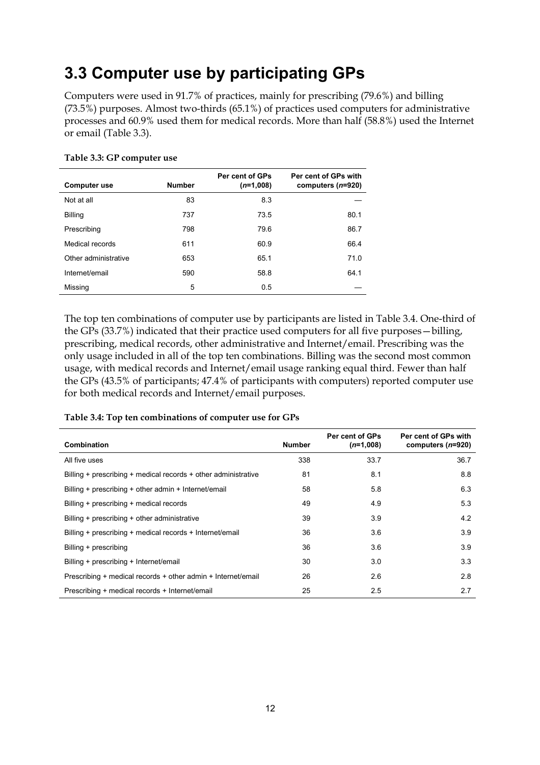## 3.3 Computer use by participating GPs

Computers were used in 91.7% of practices, mainly for prescribing (79.6%) and billing (73.5%) purposes. Almost two-thirds (65.1%) of practices used computers for administrative processes and 60.9% used them for medical records. More than half (58.8%) used the Internet or email (Table 3.3).

**Table 3.3: GP computer use**

| Computer use | Number | Per cent of GPs (*n*=1,008) | Per cent of GPs with computers (*n*=920) |
|---|---|---|---|
| Not at all | 83 | 8.3 | — |
| Billing | 737 | 73.5 | 80.1 |
| Prescribing | 798 | 79.6 | 86.7 |
| Medical records | 611 | 60.9 | 66.4 |
| Other administrative | 653 | 65.1 | 71.0 |
| Internet/email | 590 | 58.8 | 64.1 |
| Missing | 5 | 0.5 | — |

The top ten combinations of computer use by participants are listed in Table 3.4. One-third of the GPs (33.7%) indicated that their practice used computers for all five purposes—billing, prescribing, medical records, other administrative and Internet/email. Prescribing was the only usage included in all of the top ten combinations. Billing was the second most common usage, with medical records and Internet/email usage ranking equal third. Fewer than half the GPs (43.5% of participants; 47.4% of participants with computers) reported computer use for both medical records and Internet/email purposes.

**Table 3.4: Top ten combinations of computer use for GPs**

| Combination | Number | Per cent of GPs (*n*=1,008) | Per cent of GPs with computers (*n*=920) |
|---|---|---|---|
| All five uses | 338 | 33.7 | 36.7 |
| Billing + prescribing + medical records + other administrative | 81 | 8.1 | 8.8 |
| Billing + prescribing + other admin + Internet/email | 58 | 5.8 | 6.3 |
| Billing + prescribing + medical records | 49 | 4.9 | 5.3 |
| Billing + prescribing + other administrative | 39 | 3.9 | 4.2 |
| Billing + prescribing + medical records + Internet/email | 36 | 3.6 | 3.9 |
| Billing + prescribing | 36 | 3.6 | 3.9 |
| Billing + prescribing + Internet/email | 30 | 3.0 | 3.3 |
| Prescribing + medical records + other admin + Internet/email | 26 | 2.6 | 2.8 |
| Prescribing + medical records + Internet/email | 25 | 2.5 | 2.7 |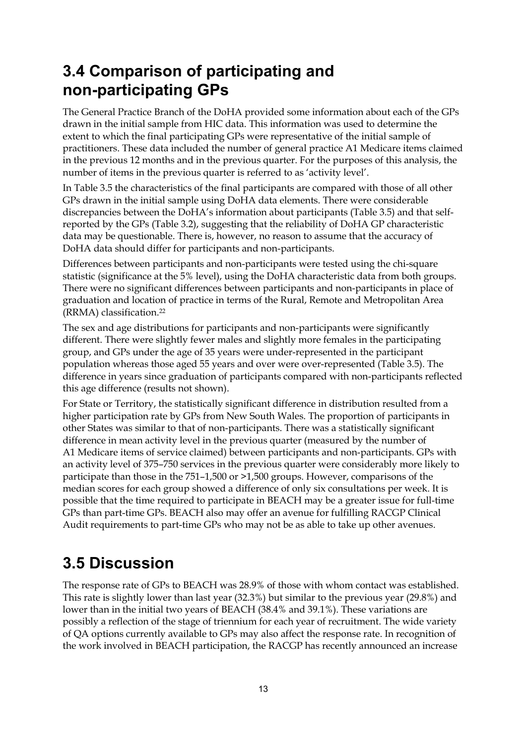## 3.4 Comparison of participating and non-participating GPs

The General Practice Branch of the DoHA provided some information about each of the GPs drawn in the initial sample from HIC data. This information was used to determine the extent to which the final participating GPs were representative of the initial sample of practitioners. These data included the number of general practice A1 Medicare items claimed in the previous 12 months and in the previous quarter. For the purposes of this analysis, the number of items in the previous quarter is referred to as 'activity level'.

In Table 3.5 the characteristics of the final participants are compared with those of all other GPs drawn in the initial sample using DoHA data elements. There were considerable discrepancies between the DoHA's information about participants (Table 3.5) and that self-reported by the GPs (Table 3.2), suggesting that the reliability of DoHA GP characteristic data may be questionable. There is, however, no reason to assume that the accuracy of DoHA data should differ for participants and non-participants.

Differences between participants and non-participants were tested using the chi-square statistic (significance at the 5% level), using the DoHA characteristic data from both groups. There were no significant differences between participants and non-participants in place of graduation and location of practice in terms of the Rural, Remote and Metropolitan Area (RRMA) classification.[22]

The sex and age distributions for participants and non-participants were significantly different. There were slightly fewer males and slightly more females in the participating group, and GPs under the age of 35 years were under-represented in the participant population whereas those aged 55 years and over were over-represented (Table 3.5). The difference in years since graduation of participants compared with non-participants reflected this age difference (results not shown).

For State or Territory, the statistically significant difference in distribution resulted from a higher participation rate by GPs from New South Wales. The proportion of participants in other States was similar to that of non-participants. There was a statistically significant difference in mean activity level in the previous quarter (measured by the number of A1 Medicare items of service claimed) between participants and non-participants. GPs with an activity level of 375–750 services in the previous quarter were considerably more likely to participate than those in the 751–1,500 or >1,500 groups. However, comparisons of the median scores for each group showed a difference of only six consultations per week. It is possible that the time required to participate in BEACH may be a greater issue for full-time GPs than part-time GPs. BEACH also may offer an avenue for fulfilling RACGP Clinical Audit requirements to part-time GPs who may not be as able to take up other avenues.

## 3.5 Discussion

The response rate of GPs to BEACH was 28.9% of those with whom contact was established. This rate is slightly lower than last year (32.3%) but similar to the previous year (29.8%) and lower than in the initial two years of BEACH (38.4% and 39.1%). These variations are possibly a reflection of the stage of triennium for each year of recruitment. The wide variety of QA options currently available to GPs may also affect the response rate. In recognition of the work involved in BEACH participation, the RACGP has recently announced an increase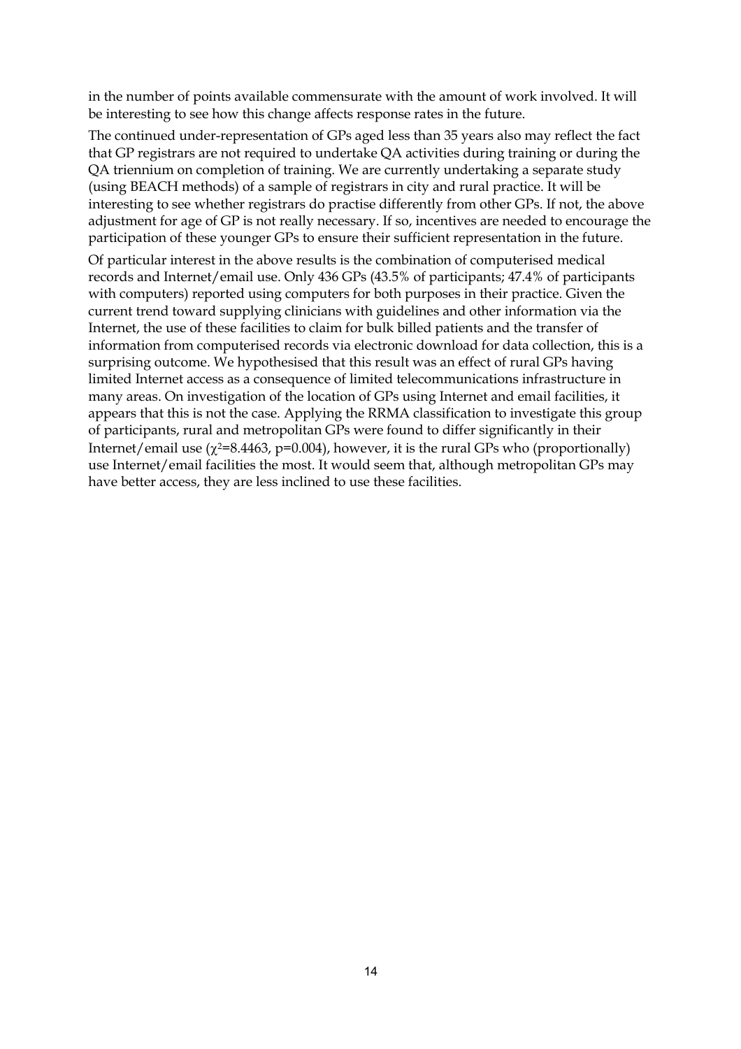in the number of points available commensurate with the amount of work involved. It will be interesting to see how this change affects response rates in the future.

The continued under-representation of GPs aged less than 35 years also may reflect the fact that GP registrars are not required to undertake QA activities during training or during the QA triennium on completion of training. We are currently undertaking a separate study (using BEACH methods) of a sample of registrars in city and rural practice. It will be interesting to see whether registrars do practise differently from other GPs. If not, the above adjustment for age of GP is not really necessary. If so, incentives are needed to encourage the participation of these younger GPs to ensure their sufficient representation in the future.

Of particular interest in the above results is the combination of computerised medical records and Internet/email use. Only 436 GPs (43.5% of participants; 47.4% of participants with computers) reported using computers for both purposes in their practice. Given the current trend toward supplying clinicians with guidelines and other information via the Internet, the use of these facilities to claim for bulk billed patients and the transfer of information from computerised records via electronic download for data collection, this is a surprising outcome. We hypothesised that this result was an effect of rural GPs having limited Internet access as a consequence of limited telecommunications infrastructure in many areas. On investigation of the location of GPs using Internet and email facilities, it appears that this is not the case. Applying the RRMA classification to investigate this group of participants, rural and metropolitan GPs were found to differ significantly in their Internet/email use ($\chi^2$=8.4463, p=0.004), however, it is the rural GPs who (proportionally) use Internet/email facilities the most. It would seem that, although metropolitan GPs may have better access, they are less inclined to use these facilities.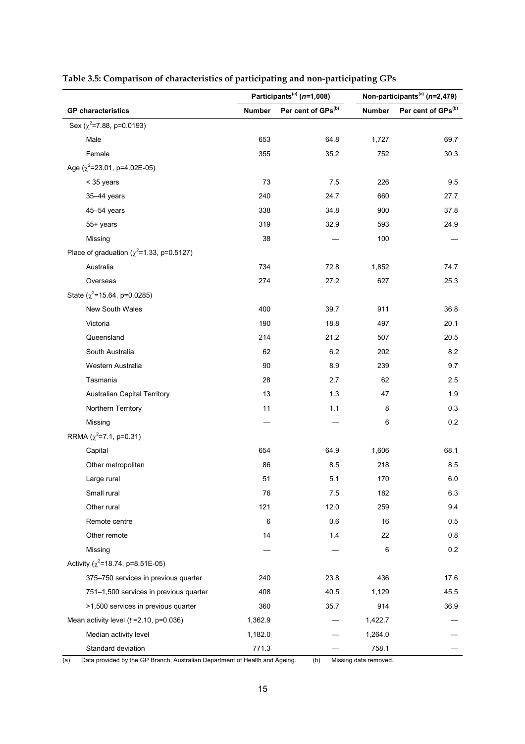**Table 3.5: Comparison of characteristics of participating and non-participating GPs**

| | Participants[(a)] ($n$=1,008) | | Non-participants[(a)] ($n$=2,479) | |
|---|---|---|---|---|
| **GP characteristics** | **Number** | **Per cent of GPs[(b)]** | **Number** | **Per cent of GPs[(b)]** |
| Sex ($\chi^2$=7.88, p=0.0193) | | | | |
| Male | 653 | 64.8 | 1,727 | 69.7 |
| Female | 355 | 35.2 | 752 | 30.3 |
| Age ($\chi^2$=23.01, p=4.02E-05) | | | | |
| < 35 years | 73 | 7.5 | 226 | 9.5 |
| 35–44 years | 240 | 24.7 | 660 | 27.7 |
| 45–54 years | 338 | 34.8 | 900 | 37.8 |
| 55+ years | 319 | 32.9 | 593 | 24.9 |
| Missing | 38 | — | 100 | — |
| Place of graduation ($\chi^2$=1.33, p=0.5127) | | | | |
| Australia | 734 | 72.8 | 1,852 | 74.7 |
| Overseas | 274 | 27.2 | 627 | 25.3 |
| State ($\chi^2$=15.64, p=0.0285) | | | | |
| New South Wales | 400 | 39.7 | 911 | 36.8 |
| Victoria | 190 | 18.8 | 497 | 20.1 |
| Queensland | 214 | 21.2 | 507 | 20.5 |
| South Australia | 62 | 6.2 | 202 | 8.2 |
| Western Australia | 90 | 8.9 | 239 | 9.7 |
| Tasmania | 28 | 2.7 | 62 | 2.5 |
| Australian Capital Territory | 13 | 1.3 | 47 | 1.9 |
| Northern Territory | 11 | 1.1 | 8 | 0.3 |
| Missing | — | — | 6 | 0.2 |
| RRMA ($\chi^2$=7.1, p=0.31) | | | | |
| Capital | 654 | 64.9 | 1,606 | 68.1 |
| Other metropolitan | 86 | 8.5 | 218 | 8.5 |
| Large rural | 51 | 5.1 | 170 | 6.0 |
| Small rural | 76 | 7.5 | 182 | 6.3 |
| Other rural | 121 | 12.0 | 259 | 9.4 |
| Remote centre | 6 | 0.6 | 16 | 0.5 |
| Other remote | 14 | 1.4 | 22 | 0.8 |
| Missing | — | — | 6 | 0.2 |
| Activity ($\chi^2$=18.74, p=8.51E-05) | | | | |
| 375–750 services in previous quarter | 240 | 23.8 | 436 | 17.6 |
| 751–1,500 services in previous quarter | 408 | 40.5 | 1,129 | 45.5 |
| >1,500 services in previous quarter | 360 | 35.7 | 914 | 36.9 |
| Mean activity level ($t$ =2.10, p=0.036) | 1,362.9 | — | 1,422.7 | — |
| Median activity level | 1,182.0 | — | 1,264.0 | — |
| Standard deviation | 771.3 | — | 758.1 | — |

(a) Data provided by the GP Branch, Australian Department of Health and Ageing. (b) Missing data removed.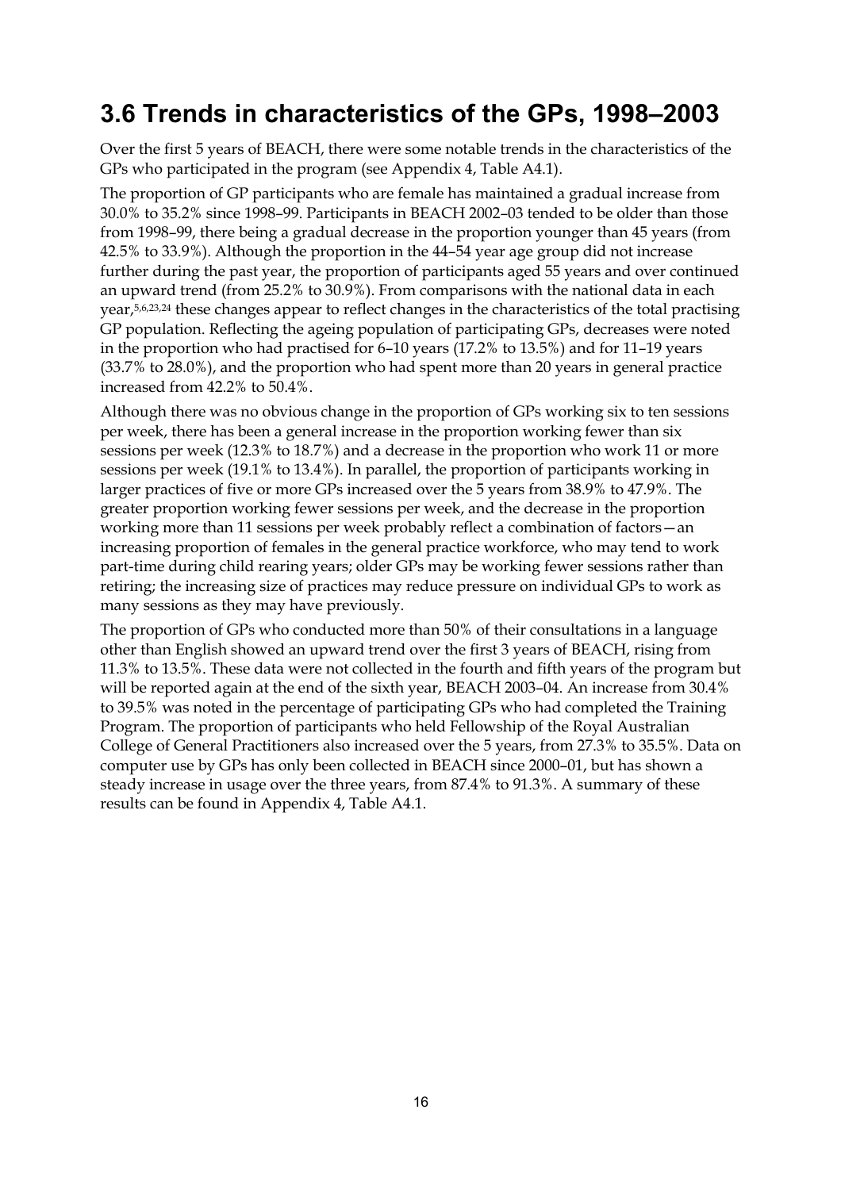## 3.6 Trends in characteristics of the GPs, 1998–2003

Over the first 5 years of BEACH, there were some notable trends in the characteristics of the GPs who participated in the program (see Appendix 4, Table A4.1).

The proportion of GP participants who are female has maintained a gradual increase from 30.0% to 35.2% since 1998–99. Participants in BEACH 2002–03 tended to be older than those from 1998–99, there being a gradual decrease in the proportion younger than 45 years (from 42.5% to 33.9%). Although the proportion in the 44–54 year age group did not increase further during the past year, the proportion of participants aged 55 years and over continued an upward trend (from 25.2% to 30.9%). From comparisons with the national data in each year,[5,6,23,24] these changes appear to reflect changes in the characteristics of the total practising GP population. Reflecting the ageing population of participating GPs, decreases were noted in the proportion who had practised for 6–10 years (17.2% to 13.5%) and for 11–19 years (33.7% to 28.0%), and the proportion who had spent more than 20 years in general practice increased from 42.2% to 50.4%.

Although there was no obvious change in the proportion of GPs working six to ten sessions per week, there has been a general increase in the proportion working fewer than six sessions per week (12.3% to 18.7%) and a decrease in the proportion who work 11 or more sessions per week (19.1% to 13.4%). In parallel, the proportion of participants working in larger practices of five or more GPs increased over the 5 years from 38.9% to 47.9%. The greater proportion working fewer sessions per week, and the decrease in the proportion working more than 11 sessions per week probably reflect a combination of factors—an increasing proportion of females in the general practice workforce, who may tend to work part-time during child rearing years; older GPs may be working fewer sessions rather than retiring; the increasing size of practices may reduce pressure on individual GPs to work as many sessions as they may have previously.

The proportion of GPs who conducted more than 50% of their consultations in a language other than English showed an upward trend over the first 3 years of BEACH, rising from 11.3% to 13.5%. These data were not collected in the fourth and fifth years of the program but will be reported again at the end of the sixth year, BEACH 2003–04. An increase from 30.4% to 39.5% was noted in the percentage of participating GPs who had completed the Training Program. The proportion of participants who held Fellowship of the Royal Australian College of General Practitioners also increased over the 5 years, from 27.3% to 35.5%. Data on computer use by GPs has only been collected in BEACH since 2000–01, but has shown a steady increase in usage over the three years, from 87.4% to 91.3%. A summary of these results can be found in Appendix 4, Table A4.1.